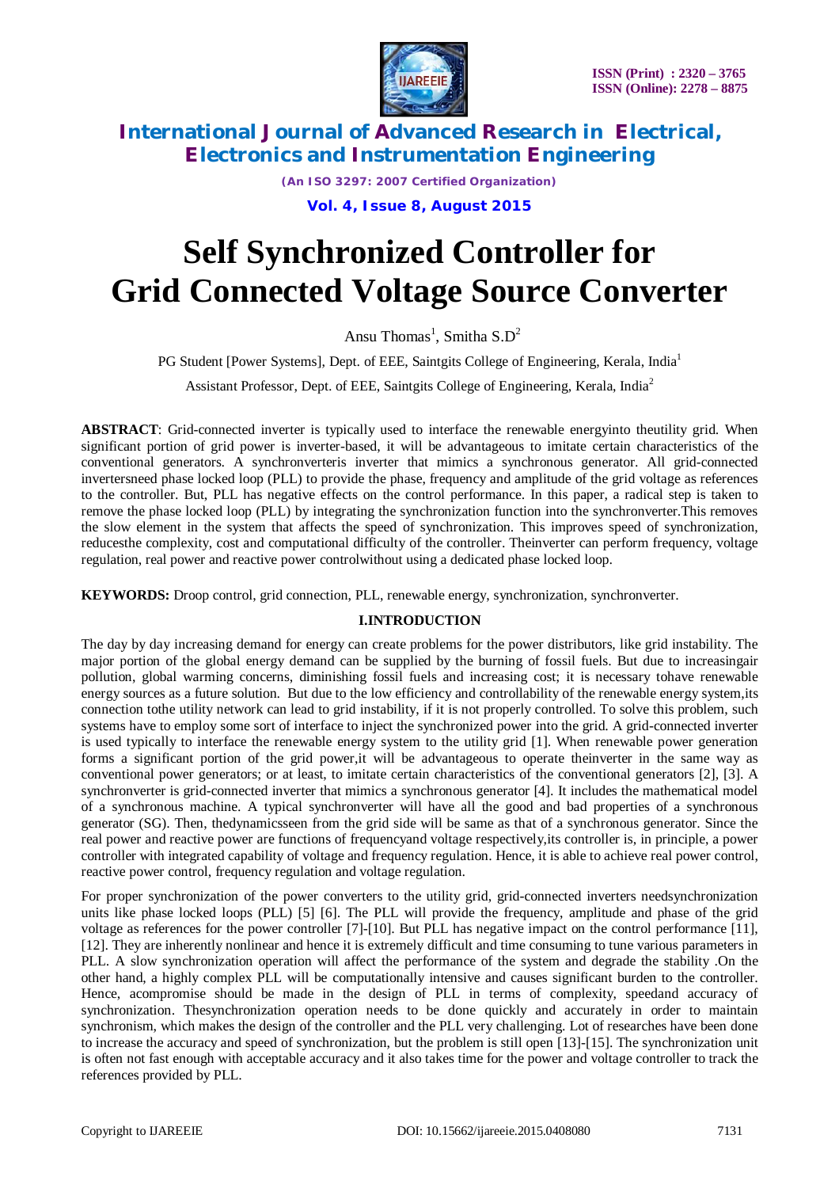# Self Synchronized Controller for Grid Connected Voltage Source Converter

Ansu Thomas[1], Smitha S.D[2]

PG Student [Power Systems], Dept. of EEE, Saintgits College of Engineering, Kerala, India[1]

Assistant Professor, Dept. of EEE, Saintgits College of Engineering, Kerala, India[2]

**ABSTRACT**: Grid-connected inverter is typically used to interface the renewable energyinto theutility grid. When significant portion of grid power is inverter-based, it will be advantageous to imitate certain characteristics of the conventional generators. A synchronverteris inverter that mimics a synchronous generator. All grid-connected invertersneed phase locked loop (PLL) to provide the phase, frequency and amplitude of the grid voltage as references to the controller. But, PLL has negative effects on the control performance. In this paper, a radical step is taken to remove the phase locked loop (PLL) by integrating the synchronization function into the synchronverter.This removes the slow element in the system that affects the speed of synchronization. This improves speed of synchronization, reducesthe complexity, cost and computational difficulty of the controller. Theinverter can perform frequency, voltage regulation, real power and reactive power controlwithout using a dedicated phase locked loop.

**KEYWORDS:** Droop control, grid connection, PLL, renewable energy, synchronization, synchronverter.

## I.INTRODUCTION

The day by day increasing demand for energy can create problems for the power distributors, like grid instability. The major portion of the global energy demand can be supplied by the burning of fossil fuels. But due to increasingair pollution, global warming concerns, diminishing fossil fuels and increasing cost; it is necessary tohave renewable energy sources as a future solution. But due to the low efficiency and controllability of the renewable energy system,its connection tothe utility network can lead to grid instability, if it is not properly controlled. To solve this problem, such systems have to employ some sort of interface to inject the synchronized power into the grid. A grid-connected inverter is used typically to interface the renewable energy system to the utility grid [1]. When renewable power generation forms a significant portion of the grid power,it will be advantageous to operate theinverter in the same way as conventional power generators; or at least, to imitate certain characteristics of the conventional generators [2], [3]. A synchronverter is grid-connected inverter that mimics a synchronous generator [4]. It includes the mathematical model of a synchronous machine. A typical synchronverter will have all the good and bad properties of a synchronous generator (SG). Then, thedynamicsseen from the grid side will be same as that of a synchronous generator. Since the real power and reactive power are functions of frequencyand voltage respectively,its controller is, in principle, a power controller with integrated capability of voltage and frequency regulation. Hence, it is able to achieve real power control, reactive power control, frequency regulation and voltage regulation.

For proper synchronization of the power converters to the utility grid, grid-connected inverters needsynchronization units like phase locked loops (PLL) [5] [6]. The PLL will provide the frequency, amplitude and phase of the grid voltage as references for the power controller [7]-[10]. But PLL has negative impact on the control performance [11], [12]. They are inherently nonlinear and hence it is extremely difficult and time consuming to tune various parameters in PLL. A slow synchronization operation will affect the performance of the system and degrade the stability .On the other hand, a highly complex PLL will be computationally intensive and causes significant burden to the controller. Hence, acompromise should be made in the design of PLL in terms of complexity, speedand accuracy of synchronization. Thesynchronization operation needs to be done quickly and accurately in order to maintain synchronism, which makes the design of the controller and the PLL very challenging. Lot of researches have been done to increase the accuracy and speed of synchronization, but the problem is still open [13]-[15]. The synchronization unit is often not fast enough with acceptable accuracy and it also takes time for the power and voltage controller to track the references provided by PLL.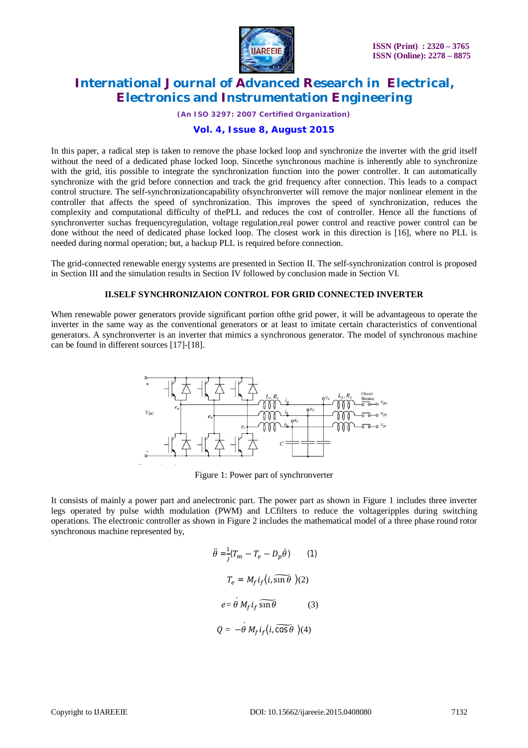In this paper, a radical step is taken to remove the phase locked loop and synchronize the inverter with the grid itself without the need of a dedicated phase locked loop. Sincethe synchronous machine is inherently able to synchronize with the grid, itis possible to integrate the synchronization function into the power controller. It can automatically synchronize with the grid before connection and track the grid frequency after connection. This leads to a compact control structure. The self-synchronizationcapability ofsynchronverter will remove the major nonlinear element in the controller that affects the speed of synchronization. This improves the speed of synchronization, reduces the complexity and computational difficulty of thePLL and reduces the cost of controller. Hence all the functions of synchronverter suchas frequencyregulation, voltage regulation,real power control and reactive power control can be done without the need of dedicated phase locked loop. The closest work in this direction is [16], where no PLL is needed during normal operation; but, a backup PLL is required before connection.

The grid-connected renewable energy systems are presented in Section II. The self-synchronization control is proposed in Section III and the simulation results in Section IV followed by conclusion made in Section VI.

## II.SELF SYNCHRONIZAION CONTROL FOR GRID CONNECTED INVERTER

When renewable power generators provide significant portion ofthe grid power, it will be advantageous to operate the inverter in the same way as the conventional generators or at least to imitate certain characteristics of conventional generators. A synchronverter is an inverter that mimics a synchronous generator. The model of synchronous machine can be found in different sources [17]-[18].

Figure 1: Power part of synchronverter

It consists of mainly a power part and anelectronic part. The power part as shown in Figure 1 includes three inverter legs operated by pulse width modulation (PWM) and LCfilters to reduce the voltageripples during switching operations. The electronic controller as shown in Figure 2 includes the mathematical model of a three phase round rotor synchronous machine represented by,

$$\ddot{\theta} = \frac{1}{J}(T_m - T_e - D_p\dot{\theta}) \quad (1)$$

$$T_e = M_f i_f \langle i, \widetilde{\sin\theta} \rangle \quad (2)$$

$$e = \dot{\theta} M_f i_f \widetilde{\sin\theta} \quad (3)$$

$$Q = -\dot{\theta} M_f i_f \langle i, \widetilde{\cos\theta} \rangle \quad (4)$$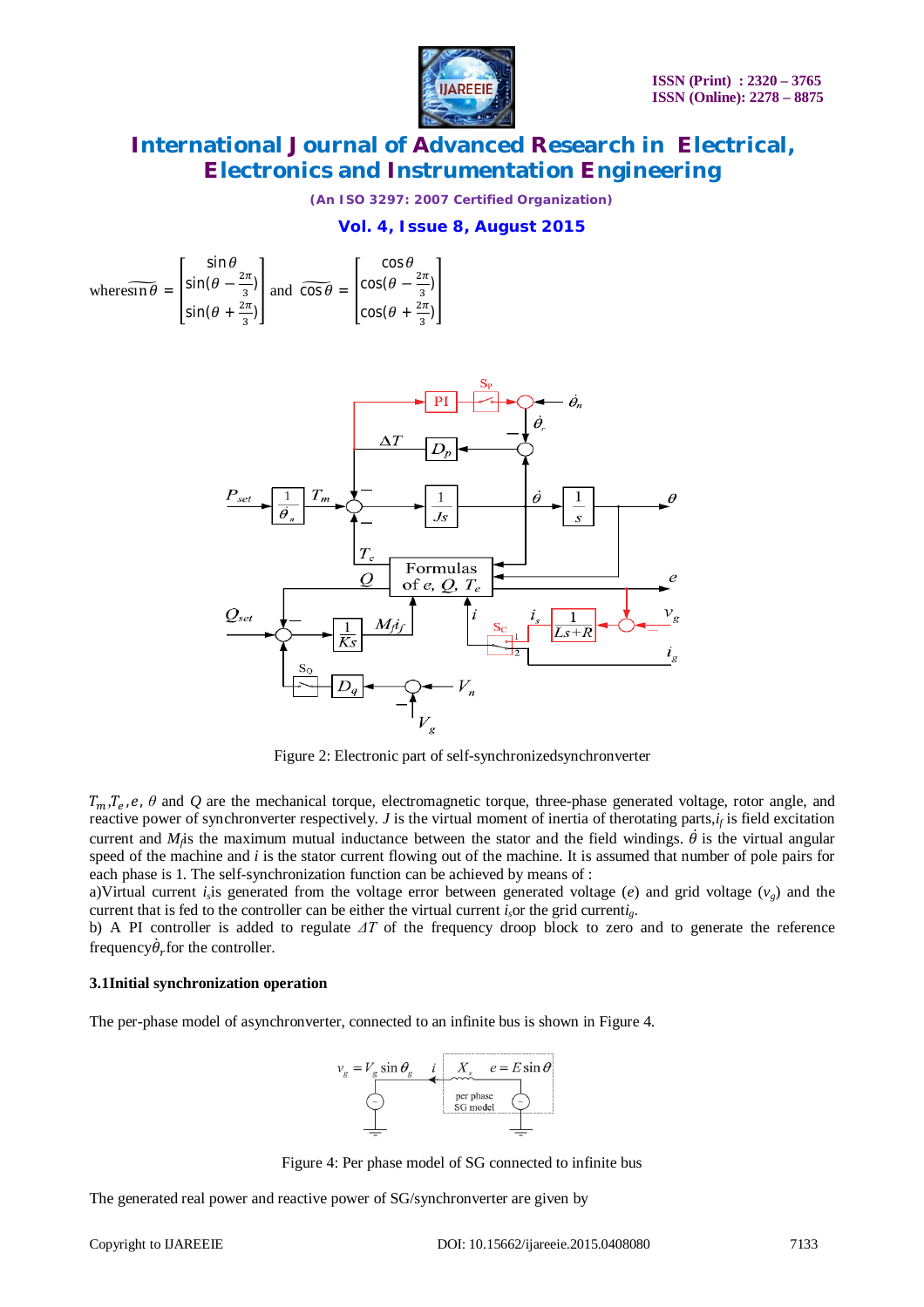$$\text{where} \widetilde{\sin\theta} = \begin{bmatrix} \sin\theta \\ \sin(\theta - \frac{2\pi}{3}) \\ \sin(\theta + \frac{2\pi}{3}) \end{bmatrix} \text{ and } \widetilde{\cos\theta} = \begin{bmatrix} \cos\theta \\ \cos(\theta - \frac{2\pi}{3}) \\ \cos(\theta + \frac{2\pi}{3}) \end{bmatrix}$$

Figure 2: Electronic part of self-synchronizedsynchronverter

$T_m$, $T_e$, $e$, $\theta$ and $Q$ are the mechanical torque, electromagnetic torque, three-phase generated voltage, rotor angle, and reactive power of synchronverter respectively. $J$ is the virtual moment of inertia of therotating parts, $i_f$ is field excitation current and $M_f$is the maximum mutual inductance between the stator and the field windings. $\dot{\theta}$ is the virtual angular speed of the machine and $i$ is the stator current flowing out of the machine. It is assumed that number of pole pairs for each phase is 1. The self-synchronization function can be achieved by means of :

a)Virtual current $i_s$is generated from the voltage error between generated voltage ($e$) and grid voltage ($v_g$) and the current that is fed to the controller can be either the virtual current $i_s$or the grid current$i_g$.

b) A PI controller is added to regulate $\Delta T$ of the frequency droop block to zero and to generate the reference frequency$\dot{\theta}_r$for the controller.

### 3.1Initial synchronization operation

The per-phase model of asynchronverter, connected to an infinite bus is shown in Figure 4.

Figure 4: Per phase model of SG connected to infinite bus

The generated real power and reactive power of SG/synchronverter are given by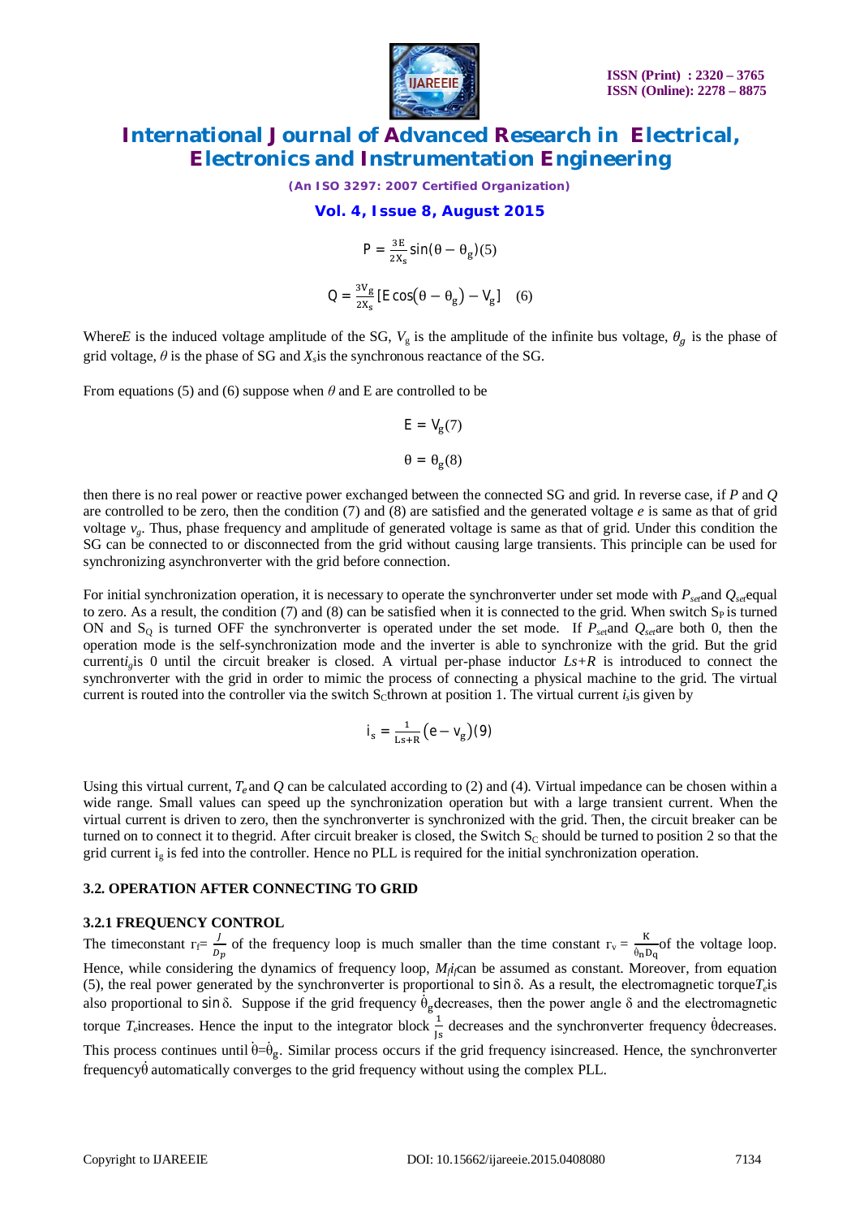$$P = \frac{3E}{2X_s}\sin(\theta - \theta_g) \quad (5)$$

$$Q = \frac{3V_g}{2X_s}\left[E\cos(\theta - \theta_g) - V_g\right] \quad (6)$$

Where $E$ is the induced voltage amplitude of the SG, $V_g$ is the amplitude of the infinite bus voltage, $\theta_g$ is the phase of grid voltage, $\theta$ is the phase of SG and $X_s$ is the synchronous reactance of the SG.

From equations (5) and (6) suppose when $\theta$ and E are controlled to be

$$E = V_g \quad (7)$$

$$\theta = \theta_g \quad (8)$$

then there is no real power or reactive power exchanged between the connected SG and grid. In reverse case, if $P$ and $Q$ are controlled to be zero, then the condition (7) and (8) are satisfied and the generated voltage $e$ is same as that of grid voltage $v_g$. Thus, phase frequency and amplitude of generated voltage is same as that of grid. Under this condition the SG can be connected to or disconnected from the grid without causing large transients. This principle can be used for synchronizing asynchronverter with the grid before connection.

For initial synchronization operation, it is necessary to operate the synchronverter under set mode with $P_{set}$ and $Q_{set}$ equal to zero. As a result, the condition (7) and (8) can be satisfied when it is connected to the grid. When switch $S_P$ is turned ON and $S_Q$ is turned OFF the synchronverter is operated under the set mode. If $P_{set}$ and $Q_{set}$ are both 0, then the operation mode is the self-synchronization mode and the inverter is able to synchronize with the grid. But the grid current $i_g$ is 0 until the circuit breaker is closed. A virtual per-phase inductor $Ls+R$ is introduced to connect the synchronverter with the grid in order to mimic the process of connecting a physical machine to the grid. The virtual current is routed into the controller via the switch $S_C$ thrown at position 1. The virtual current $i_s$ is given by

$$i_s = \frac{1}{Ls+R}\left(e - v_g\right) \quad (9)$$

Using this virtual current, $T_e$ and $Q$ can be calculated according to (2) and (4). Virtual impedance can be chosen within a wide range. Small values can speed up the synchronization operation but with a large transient current. When the virtual current is driven to zero, then the synchronverter is synchronized with the grid. Then, the circuit breaker can be turned on to connect it to thegrid. After circuit breaker is closed, the Switch $S_C$ should be turned to position 2 so that the grid current $i_g$ is fed into the controller. Hence no PLL is required for the initial synchronization operation.

### 3.2. OPERATION AFTER CONNECTING TO GRID

#### 3.2.1 FREQUENCY CONTROL

The timeconstant $\tau_f = \frac{J}{D_p}$ of the frequency loop is much smaller than the time constant $\tau_v = \frac{K}{\dot{\theta}_n D_q}$ of the voltage loop. Hence, while considering the dynamics of frequency loop, $M_f i_f$ can be assumed as constant. Moreover, from equation (5), the real power generated by the synchronverter is proportional to $\sin\delta$. As a result, the electromagnetic torque $T_e$ is also proportional to $\sin\delta$. Suppose if the grid frequency $\dot{\theta}_g$ decreases, then the power angle $\delta$ and the electromagnetic torque $T_e$ increases. Hence the input to the integrator block $\frac{1}{Js}$ decreases and the synchronverter frequency $\dot{\theta}$ decreases. This process continues until $\dot{\theta} = \dot{\theta}_g$. Similar process occurs if the grid frequency isincreased. Hence, the synchronverter frequency $\dot{\theta}$ automatically converges to the grid frequency without using the complex PLL.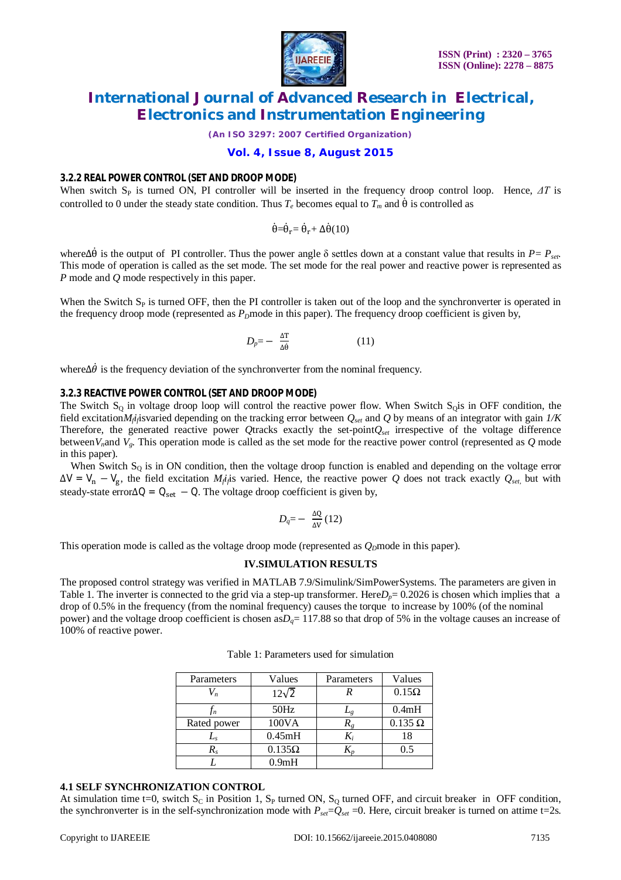### 3.2.2 REAL POWER CONTROL (SET AND DROOP MODE)

When switch $S_P$ is turned ON, PI controller will be inserted in the frequency droop control loop. Hence, $\Delta T$ is controlled to 0 under the steady state condition. Thus $T_e$ becomes equal to $T_m$ and $\dot{\theta}$ is controlled as

$$\dot{\theta}=\dot{\theta}_r=\dot{\theta}_r+\Delta\dot{\theta}(10)$$

where$\Delta\dot{\theta}$ is the output of PI controller. Thus the power angle δ settles down at a constant value that results in $P=P_{set}$. This mode of operation is called as the set mode. The set mode for the real power and reactive power is represented as $P$ mode and $Q$ mode respectively in this paper.

When the Switch $S_P$ is turned OFF, then the PI controller is taken out of the loop and the synchronverter is operated in the frequency droop mode (represented as $P_D$mode in this paper). The frequency droop coefficient is given by,

$$D_p=-\frac{\Delta T}{\Delta\dot{\theta}} \qquad (11)$$

where$\Delta\dot{\theta}$ is the frequency deviation of the synchronverter from the nominal frequency.

### 3.2.3 REACTIVE POWER CONTROL (SET AND DROOP MODE)

The Switch $S_Q$ in voltage droop loop will control the reactive power flow. When Switch $S_Q$is in OFF condition, the field excitation$M_fi_f$isvaried depending on the tracking error between $Q_{set}$ and $Q$ by means of an integrator with gain $1/K$ Therefore, the generated reactive power $Q$tracks exactly the set-point$Q_{set}$ irrespective of the voltage difference between$V_n$and $V_g$. This operation mode is called as the set mode for the reactive power control (represented as $Q$ mode in this paper).

When Switch $S_Q$ is in ON condition, then the voltage droop function is enabled and depending on the voltage error $\Delta V = V_n - V_g$, the field excitation $M_fi_f$is varied. Hence, the reactive power $Q$ does not track exactly $Q_{set,}$ but with steady-state error$\Delta Q = Q_{set} - Q$. The voltage droop coefficient is given by,

$$D_q=-\frac{\Delta Q}{\Delta V}(12)$$

This operation mode is called as the voltage droop mode (represented as $Q_D$mode in this paper).

## IV.SIMULATION RESULTS

The proposed control strategy was verified in MATLAB 7.9/Simulink/SimPowerSystems. The parameters are given in Table 1. The inverter is connected to the grid via a step-up transformer. Here$D_p$= 0.2026 is chosen which implies that a drop of 0.5% in the frequency (from the nominal frequency) causes the torque to increase by 100% (of the nominal power) and the voltage droop coefficient is chosen as$D_q$= 117.88 so that drop of 5% in the voltage causes an increase of 100% of reactive power.

Table 1: Parameters used for simulation

| Parameters | Values | Parameters | Values |
|---|---|---|---|
| $V_n$ | $12\sqrt{2}$ | $R$ | 0.15Ω |
| $f_n$ | 50Hz | $L_g$ | 0.4mH |
| Rated power | 100VA | $R_g$ | 0.135 Ω |
| $L_s$ | 0.45mH | $K_i$ | 18 |
| $R_s$ | 0.135Ω | $K_p$ | 0.5 |
| $L$ | 0.9mH | | |

### 4.1 SELF SYNCHRONIZATION CONTROL

At simulation time t=0, switch $S_C$ in Position 1, $S_P$ turned ON, $S_Q$ turned OFF, and circuit breaker in OFF condition, the synchronverter is in the self-synchronization mode with $P_{set}$=$Q_{set}$ =0. Here, circuit breaker is turned on attime t=2s.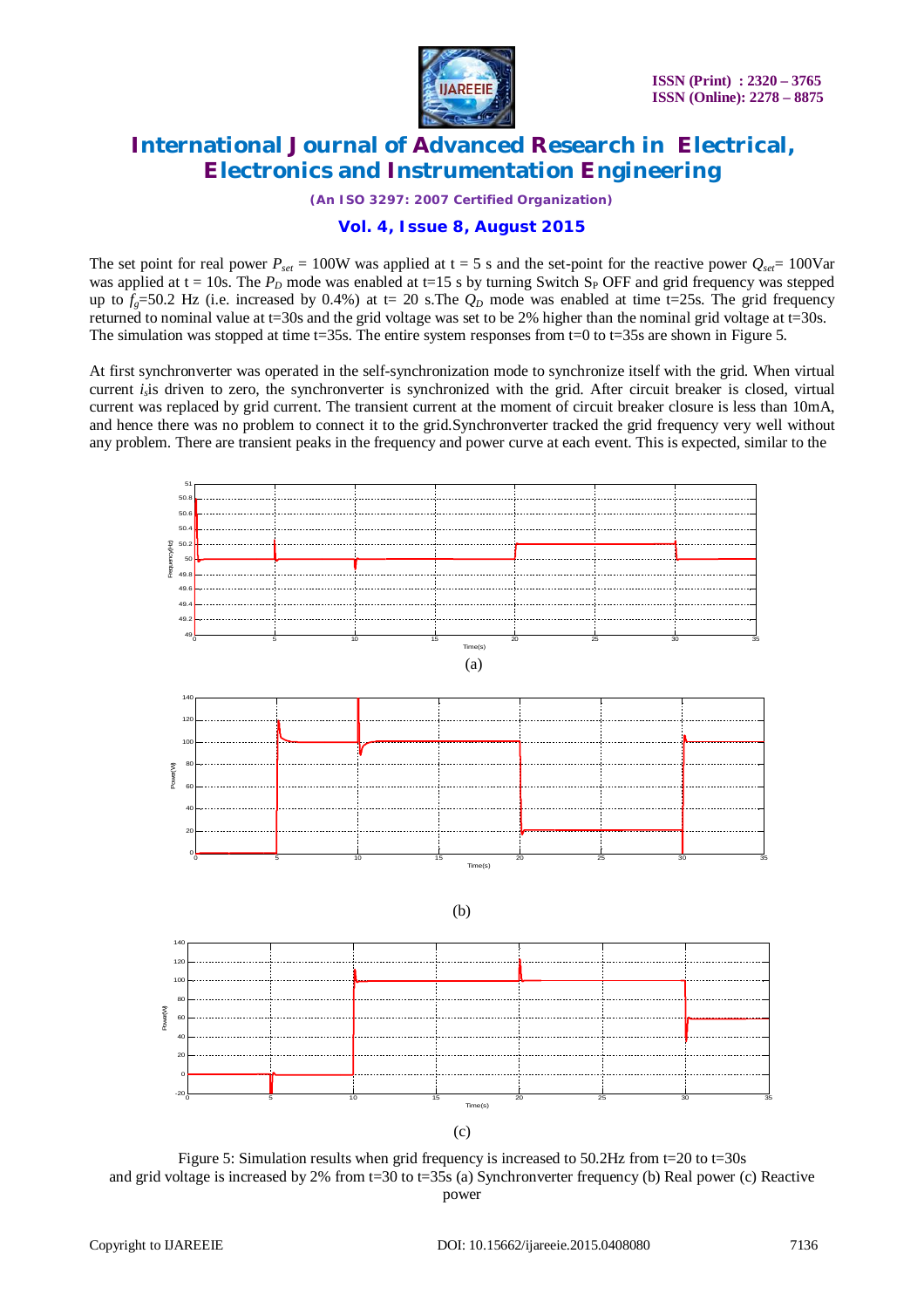The set point for real power $P_{set}$ = 100W was applied at t = 5 s and the set-point for the reactive power $Q_{set}$= 100Var was applied at t = 10s. The $P_D$ mode was enabled at t=15 s by turning Switch $S_P$ OFF and grid frequency was stepped up to $f_g$=50.2 Hz (i.e. increased by 0.4%) at t= 20 s.The $Q_D$ mode was enabled at time t=25s. The grid frequency returned to nominal value at t=30s and the grid voltage was set to be 2% higher than the nominal grid voltage at t=30s. The simulation was stopped at time t=35s. The entire system responses from t=0 to t=35s are shown in Figure 5.

At first synchronverter was operated in the self-synchronization mode to synchronize itself with the grid. When virtual current $i_s$is driven to zero, the synchronverter is synchronized with the grid. After circuit breaker is closed, virtual current was replaced by grid current. The transient current at the moment of circuit breaker closure is less than 10mA, and hence there was no problem to connect it to the grid.Synchronverter tracked the grid frequency very well without any problem. There are transient peaks in the frequency and power curve at each event. This is expected, similar to the

(a)

(b)

(c)

Figure 5: Simulation results when grid frequency is increased to 50.2Hz from t=20 to t=30s and grid voltage is increased by 2% from t=30 to t=35s (a) Synchronverter frequency (b) Real power (c) Reactive power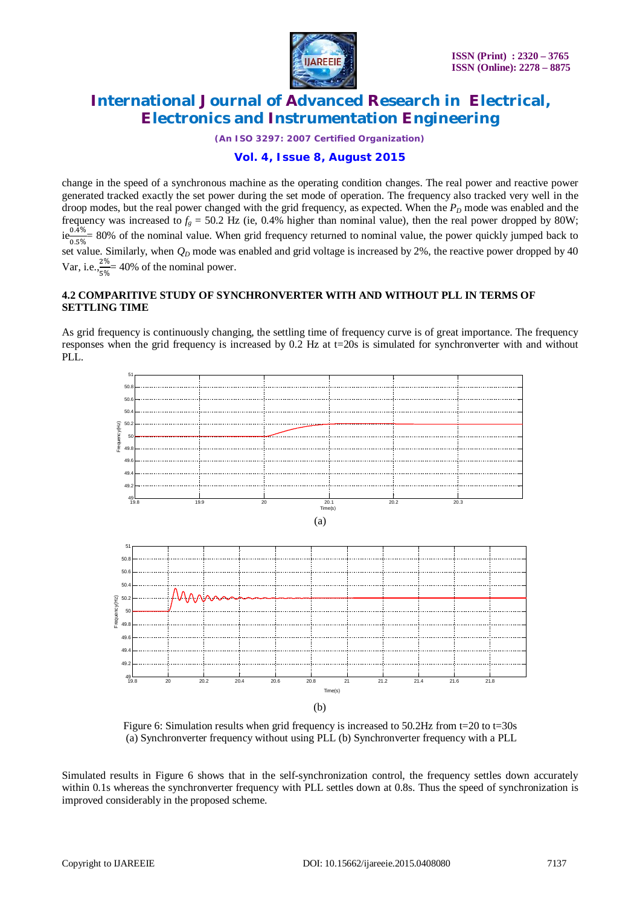change in the speed of a synchronous machine as the operating condition changes. The real power and reactive power generated tracked exactly the set power during the set mode of operation. The frequency also tracked very well in the droop modes, but the real power changed with the grid frequency, as expected. When the $P_D$ mode was enabled and the frequency was increased to $f_g$ = 50.2 Hz (ie, 0.4% higher than nominal value), then the real power dropped by 80W; ie$\frac{0.4\%}{0.5\%}$= 80% of the nominal value. When grid frequency returned to nominal value, the power quickly jumped back to set value. Similarly, when $Q_D$ mode was enabled and grid voltage is increased by 2%, the reactive power dropped by 40 Var, i.e.,$\frac{2\%}{5\%}$= 40% of the nominal power.

### 4.2 COMPARITIVE STUDY OF SYNCHRONVERTER WITH AND WITHOUT PLL IN TERMS OF SETTLING TIME

As grid frequency is continuously changing, the settling time of frequency curve is of great importance. The frequency responses when the grid frequency is increased by 0.2 Hz at t=20s is simulated for synchronverter with and without PLL.

(a)

(b)

Figure 6: Simulation results when grid frequency is increased to 50.2Hz from t=20 to t=30s
(a) Synchronverter frequency without using PLL (b) Synchronverter frequency with a PLL

Simulated results in Figure 6 shows that in the self-synchronization control, the frequency settles down accurately within 0.1s whereas the synchronverter frequency with PLL settles down at 0.8s. Thus the speed of synchronization is improved considerably in the proposed scheme.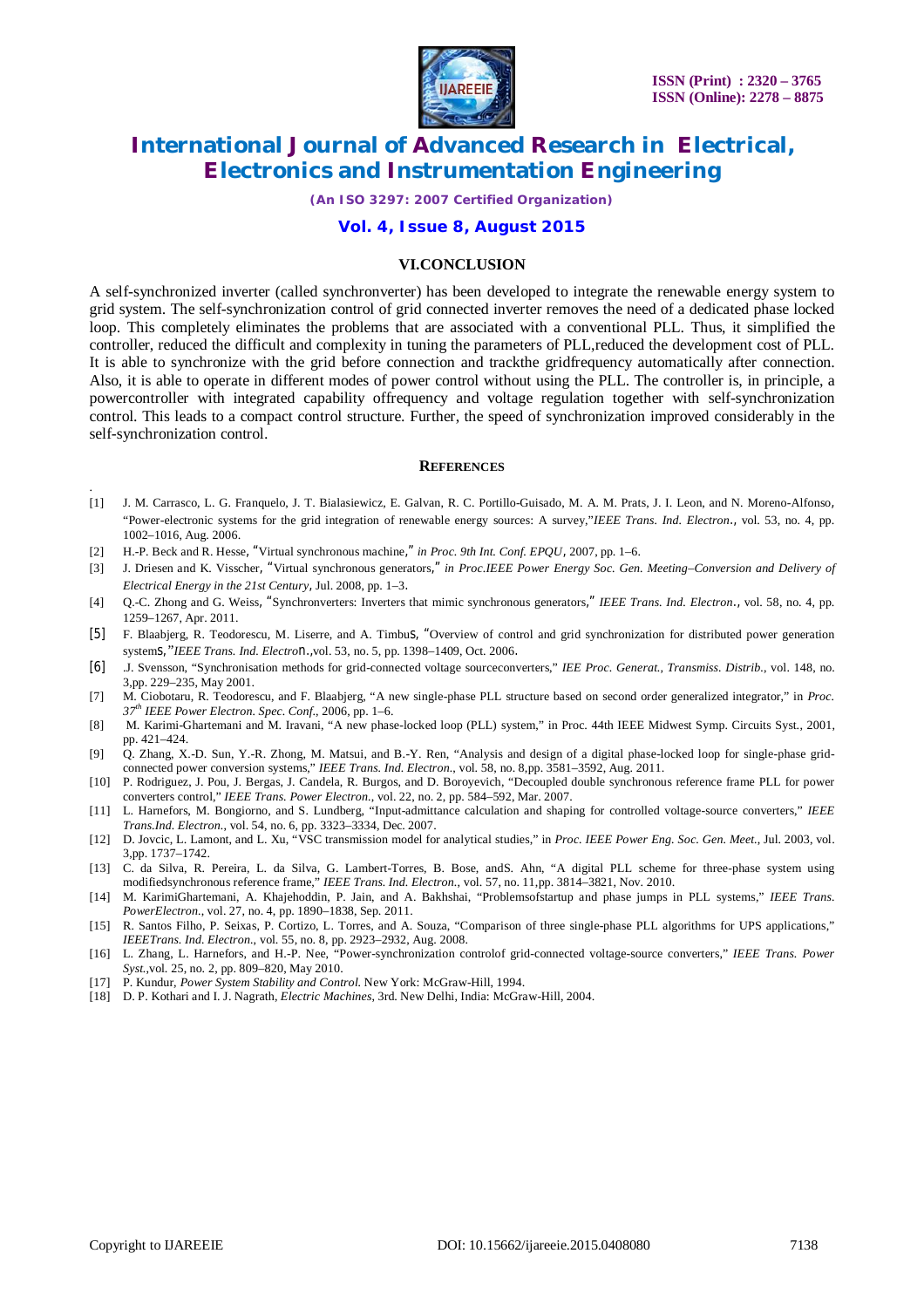## VI.CONCLUSION

A self-synchronized inverter (called synchronverter) has been developed to integrate the renewable energy system to grid system. The self-synchronization control of grid connected inverter removes the need of a dedicated phase locked loop. This completely eliminates the problems that are associated with a conventional PLL. Thus, it simplified the controller, reduced the difficult and complexity in tuning the parameters of PLL,reduced the development cost of PLL. It is able to synchronize with the grid before connection and trackthe gridfrequency automatically after connection. Also, it is able to operate in different modes of power control without using the PLL. The controller is, in principle, a powercontroller with integrated capability offrequency and voltage regulation together with self-synchronization control. This leads to a compact control structure. Further, the speed of synchronization improved considerably in the self-synchronization control.

## REFERENCES

[1] J. M. Carrasco, L. G. Franquelo, J. T. Bialasiewicz, E. Galvan, R. C. Portillo-Guisado, M. A. M. Prats, J. I. Leon, and N. Moreno-Alfonso, "Power-electronic systems for the grid integration of renewable energy sources: A survey,"*IEEE Trans. Ind. Electron*., vol. 53, no. 4, pp. 1002–1016, Aug. 2006.

[2] H.-P. Beck and R. Hesse, "Virtual synchronous machine," *in Proc. 9th Int. Conf. EPQU*, 2007, pp. 1–6.

[3] J. Driesen and K. Visscher, "Virtual synchronous generators," *in Proc.IEEE Power Energy Soc. Gen. Meeting–Conversion and Delivery of Electrical Energy in the 21st Century*, Jul. 2008, pp. 1–3.

[4] Q.-C. Zhong and G. Weiss, "Synchronverters: Inverters that mimic synchronous generators," *IEEE Trans. Ind. Electron*., vol. 58, no. 4, pp. 1259–1267, Apr. 2011.

[5] F. Blaabjerg, R. Teodorescu, M. Liserre, and A. Timbus, "Overview of control and grid synchronization for distributed power generation systems,"*IEEE Trans. Ind. Electron*.,vol. 53, no. 5, pp. 1398–1409, Oct. 2006.

[6] .J. Svensson, "Synchronisation methods for grid-connected voltage sourceconverters," *IEE Proc. Generat., Transmiss. Distrib.*, vol. 148, no. 3,pp. 229–235, May 2001.

[7] M. Ciobotaru, R. Teodorescu, and F. Blaabjerg, "A new single-phase PLL structure based on second order generalized integrator," in *Proc. 37th IEEE Power Electron. Spec. Conf.*, 2006, pp. 1–6.

[8] M. Karimi-Ghartemani and M. Iravani, "A new phase-locked loop (PLL) system," in Proc. 44th IEEE Midwest Symp. Circuits Syst., 2001, pp. 421–424.

[9] Q. Zhang, X.-D. Sun, Y.-R. Zhong, M. Matsui, and B.-Y. Ren, "Analysis and design of a digital phase-locked loop for single-phase grid-connected power conversion systems," *IEEE Trans. Ind. Electron.*, vol. 58, no. 8,pp. 3581–3592, Aug. 2011.

[10] P. Rodriguez, J. Pou, J. Bergas, J. Candela, R. Burgos, and D. Boroyevich, "Decoupled double synchronous reference frame PLL for power converters control," *IEEE Trans. Power Electron.*, vol. 22, no. 2, pp. 584–592, Mar. 2007.

[11] L. Harnefors, M. Bongiorno, and S. Lundberg, "Input-admittance calculation and shaping for controlled voltage-source converters," *IEEE Trans.Ind. Electron.*, vol. 54, no. 6, pp. 3323–3334, Dec. 2007.

[12] D. Jovcic, L. Lamont, and L. Xu, "VSC transmission model for analytical studies," in *Proc. IEEE Power Eng. Soc. Gen. Meet.*, Jul. 2003, vol. 3,pp. 1737–1742.

[13] C. da Silva, R. Pereira, L. da Silva, G. Lambert-Torres, B. Bose, andS. Ahn, "A digital PLL scheme for three-phase system using modifiedsynchronous reference frame," *IEEE Trans. Ind. Electron.*, vol. 57, no. 11,pp. 3814–3821, Nov. 2010.

[14] M. KarimiGhartemani, A. Khajehoddin, P. Jain, and A. Bakhshai, "Problemsofstartup and phase jumps in PLL systems," *IEEE Trans. PowerElectron.*, vol. 27, no. 4, pp. 1890–1838, Sep. 2011.

[15] R. Santos Filho, P. Seixas, P. Cortizo, L. Torres, and A. Souza, "Comparison of three single-phase PLL algorithms for UPS applications," *IEEETrans. Ind. Electron.*, vol. 55, no. 8, pp. 2923–2932, Aug. 2008.

[16] L. Zhang, L. Harnefors, and H.-P. Nee, "Power-synchronization controlof grid-connected voltage-source converters," *IEEE Trans. Power Syst.*,vol. 25, no. 2, pp. 809–820, May 2010.

[17] P. Kundur, *Power System Stability and Control.* New York: McGraw-Hill, 1994.

[18] D. P. Kothari and I. J. Nagrath, *Electric Machines*, 3rd. New Delhi, India: McGraw-Hill, 2004.